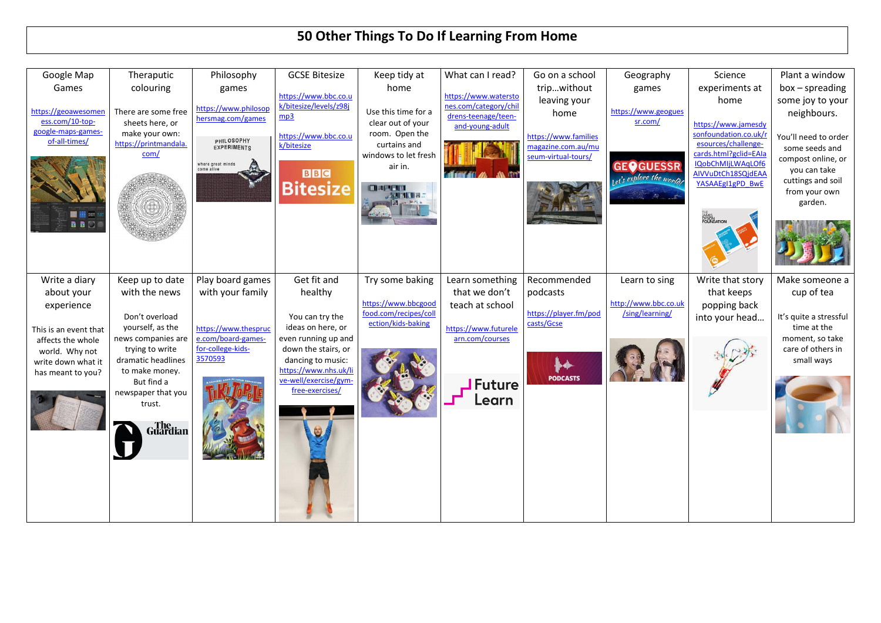# 50 Other Things To Do If Learning From Home

| | | | | | | | | | |
|---|---|---|---|---|---|---|---|---|---|
| Google Map Games<br><br>https://geoawesomeness.com/10-top-google-maps-games-of-all-times/ | Theraputic colouring<br><br>There are some free sheets here, or make your own: https://printmandala.com/ | Philosophy games<br><br>https://www.philosophersmag.com/games | GCSE Bitesize<br><br>https://www.bbc.co.uk/bitesize/levels/z98jmp3<br><br>https://www.bbc.co.uk/bitesize | Keep tidy at home<br><br>Use this time for a clear out of your room. Open the curtains and windows to let fresh air in. | What can I read?<br><br>https://www.waterstones.com/category/childrens-teenage/teen-and-young-adult | Go on a school trip…without leaving your home<br><br>https://www.familiesmagazine.com.au/museum-virtual-tours/ | Geography games<br><br>https://www.geoguessr.com/ | Science experiments at home<br><br>https://www.jamesdysonfoundation.co.uk/resources/challenge-cards.html?gclid=EAIaIQobChMIjLWAqLOf6AIVuDtCh18SQjdEAAYASAAEgI1gPD_BwE | Plant a window box – spreading some joy to your neighbours.<br><br>You'll need to order some seeds and compost online, or you can take cuttings and soil from your own garden. |
| Write a diary about your experience<br><br>This is an event that affects the whole world. Why not write down what it has meant to you? | Keep up to date with the news<br><br>Don't overload yourself, as the news companies are trying to write dramatic headlines to make money. But find a newspaper that you trust. | Play board games with your family<br><br>https://www.thespruce.com/board-games-for-college-kids-3570593 | Get fit and healthy<br><br>You can try the ideas on here, or even running up and down the stairs, or dancing to music: https://www.nhs.uk/live-well/exercise/gym-free-exercises/ | Try some baking<br><br>https://www.bbcgoodfood.com/recipes/collection/kids-baking | Learn something that we don't teach at school<br><br>https://www.futurelearn.com/courses | Recommended podcasts<br><br>https://player.fm/podcasts/Gcse | Learn to sing<br><br>http://www.bbc.co.uk/sing/learning/ | Write that story that keeps popping back into your head… | Make someone a cup of tea<br><br>It's quite a stressful time at the moment, so take care of others in small ways |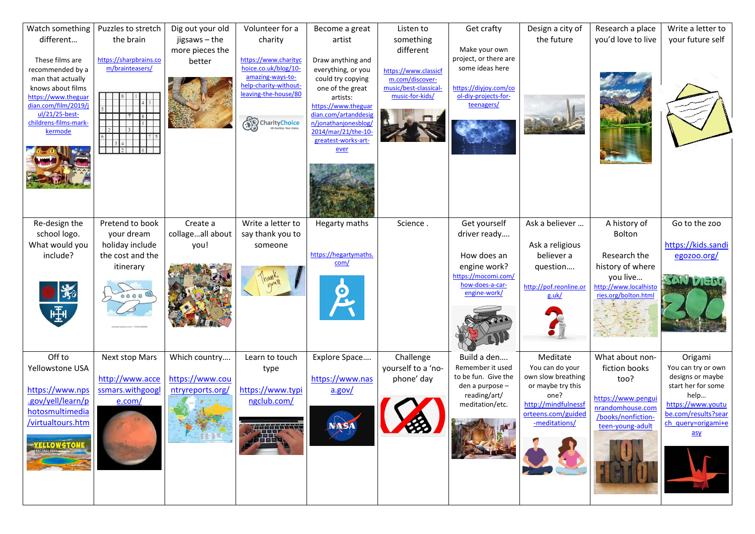| | | | | | | | | | |
|---|---|---|---|---|---|---|---|---|---|
| Watch something different… These films are recommended by a man that actually knows about films https://www.theguardian.com/film/2019/jul/21/25-best-childrens-films-mark-kermode | Puzzles to stretch the brain https://sharpbrains.com/brainteasers/ | Dig out your old jigsaws – the more pieces the better | Volunteer for a charity https://www.charitychoice.co.uk/blog/10-amazing-ways-to-help-charity-without-leaving-the-house/80 | Become a great artist Draw anything and everything, or you could try copying one of the great artists: https://www.theguardian.com/artanddesign/jonathanjonesblog/2014/mar/21/the-10-greatest-works-art-ever | Listen to something different https://www.classicfm.com/discover-music/best-classical-music-for-kids/ | Get crafty Make your own project, or there are some ideas here https://diyjoy.com/cool-diy-projects-for-teenagers/ | Design a city of the future | Research a place you'd love to live | Write a letter to your future self |
| Re-design the school logo. What would you include? | Pretend to book your dream holiday include the cost and the itinerary | Create a collage…all about you! | Write a letter to say thank you to someone | Hegarty maths https://hegartymaths.com/ | Science . | Get yourself driver ready…. How does an engine work? https://mocomi.com/how-does-a-car-engine-work/ | Ask a believer … Ask a religious believer a question…. http://pof.reonline.org.uk/ | A history of Bolton Research the history of where you live… http://www.localhistories.org/bolton.html | Go to the zoo https://kids.sandiegozoo.org/ |
| Off to Yellowstone USA https://www.nps.gov/yell/learn/photosmultimedia/virtualtours.htm | Next stop Mars http://www.accessmars.withgoogle.com/ | Which country…. https://www.countryreports.org/ | Learn to touch type https://www.typingclub.com/ | Explore Space…. https://www.nasa.gov/ | Challenge yourself to a 'no-phone' day | Build a den…. Remember it used to be fun. Give the den a purpose – reading/art/meditation/etc. | Meditate You can do your own slow breathing or maybe try this one? http://mindfulnessforteens.com/guided-meditations/ | What about non-fiction books too? https://www.penguinrandomhouse.com/books/nonfiction-teen-young-adult | Origami You can try or own designs or maybe start her for some help… https://www.youtube.com/results?search_query=origami+easy |